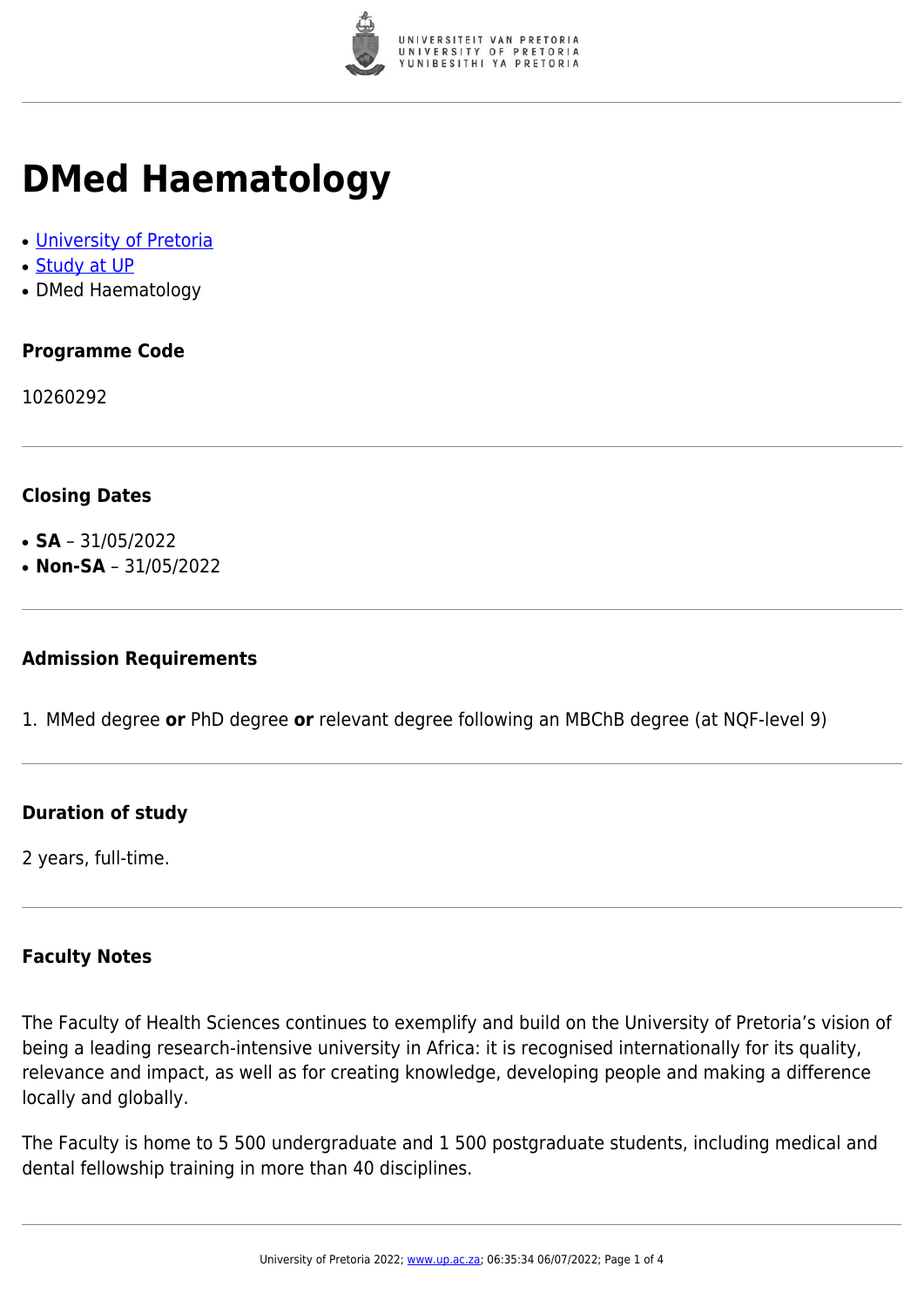# DMed Haematology

- University of Pretoria
- Study at UP
- DMed Haematology

### Programme Code

10260292

### Closing Dates

- **SA** – 31/05/2022
- **Non-SA** – 31/05/2022

### Admission Requirements

1. MMed degree **or** PhD degree **or** relevant degree following an MBChB degree (at NQF-level 9)

### Duration of study

2 years, full-time.

### Faculty Notes

The Faculty of Health Sciences continues to exemplify and build on the University of Pretoria's vision of being a leading research-intensive university in Africa: it is recognised internationally for its quality, relevance and impact, as well as for creating knowledge, developing people and making a difference locally and globally.

The Faculty is home to 5 500 undergraduate and 1 500 postgraduate students, including medical and dental fellowship training in more than 40 disciplines.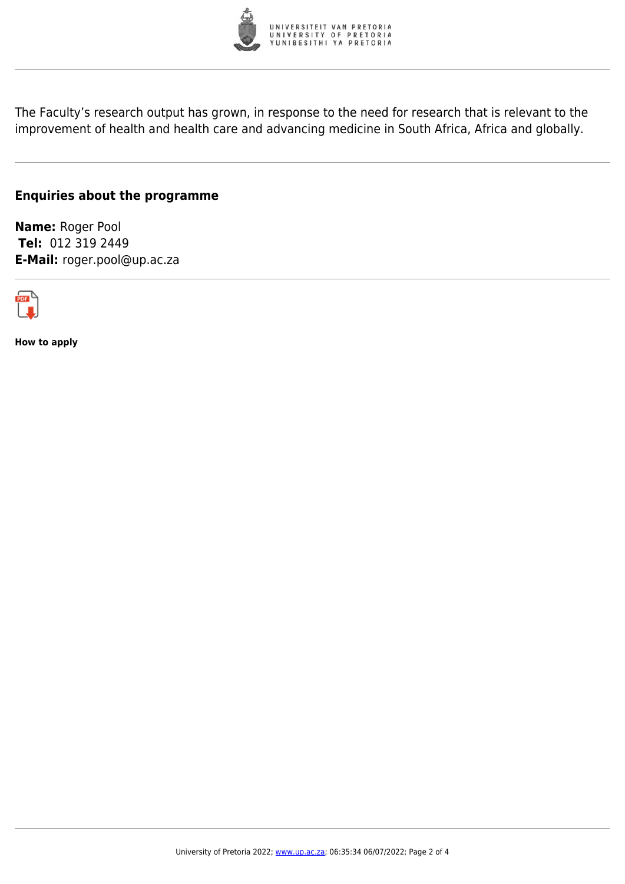The Faculty's research output has grown, in response to the need for research that is relevant to the improvement of health and health care and advancing medicine in South Africa, Africa and globally.

## Enquiries about the programme

**Name:** Roger Pool
**Tel:** 012 319 2449
**E-Mail:** roger.pool@up.ac.za

**How to apply**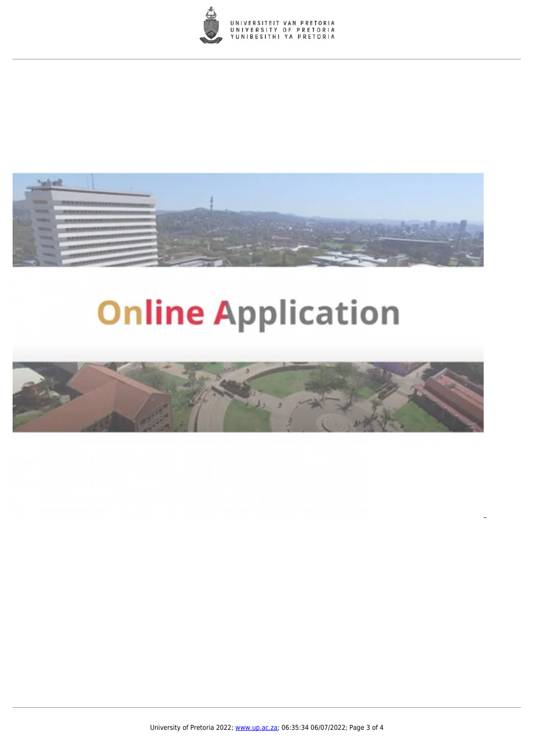Online Application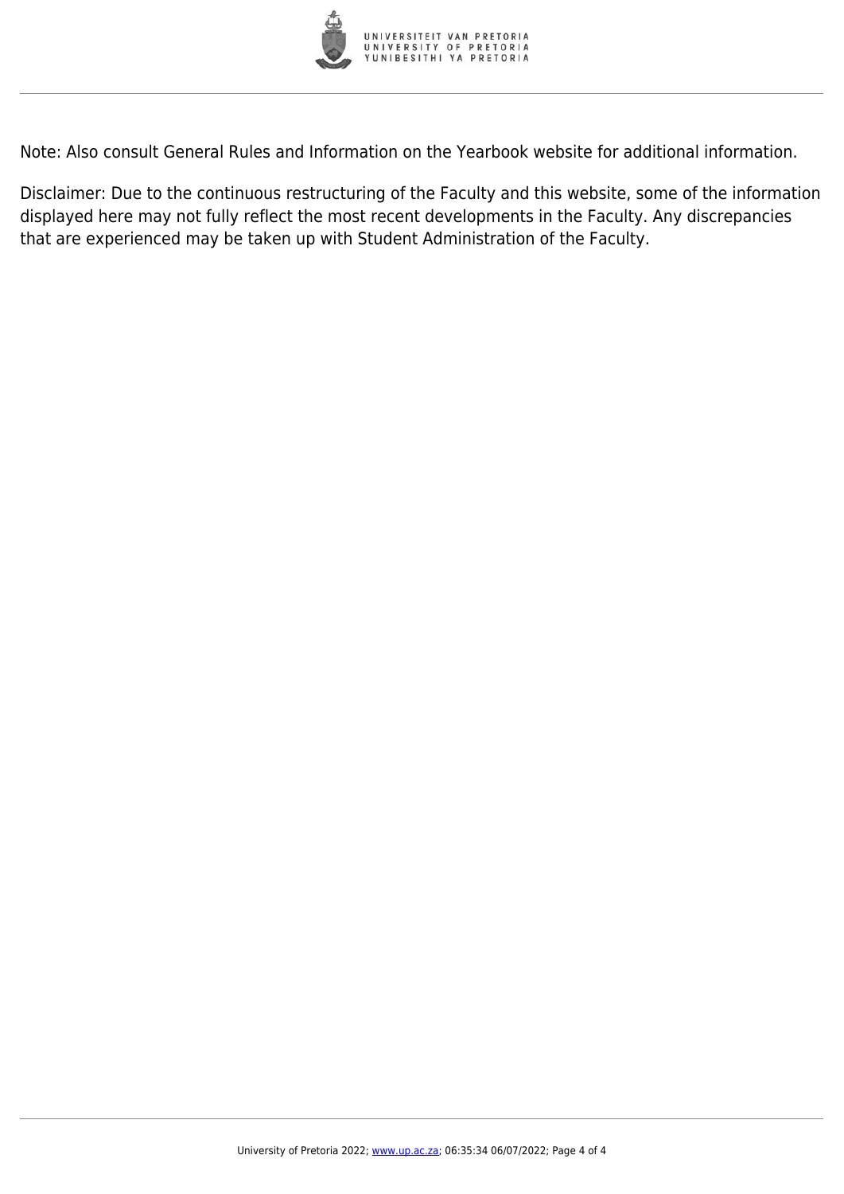Note: Also consult General Rules and Information on the Yearbook website for additional information.

Disclaimer: Due to the continuous restructuring of the Faculty and this website, some of the information displayed here may not fully reflect the most recent developments in the Faculty. Any discrepancies that are experienced may be taken up with Student Administration of the Faculty.